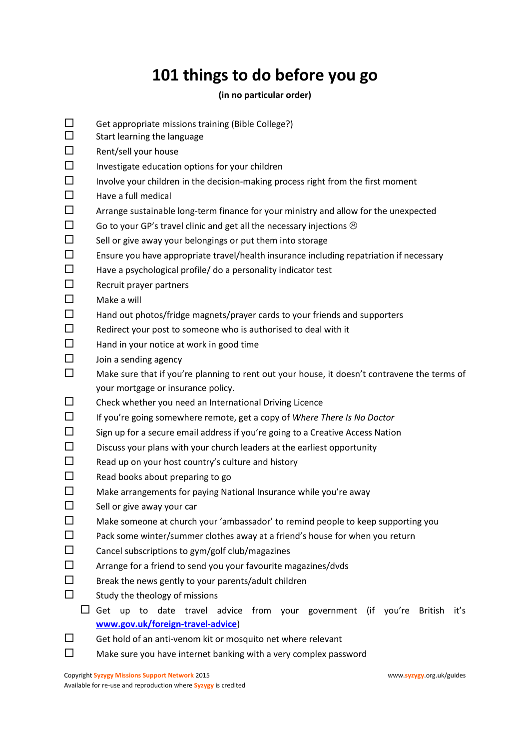# 101 things to do before you go

**(in no particular order)**

- [ ] Get appropriate missions training (Bible College?)
- [ ] Start learning the language
- [ ] Rent/sell your house
- [ ] Investigate education options for your children
- [ ] Involve your children in the decision-making process right from the first moment
- [ ] Have a full medical
- [ ] Arrange sustainable long-term finance for your ministry and allow for the unexpected
- [ ] Go to your GP's travel clinic and get all the necessary injections ☹
- [ ] Sell or give away your belongings or put them into storage
- [ ] Ensure you have appropriate travel/health insurance including repatriation if necessary
- [ ] Have a psychological profile/ do a personality indicator test
- [ ] Recruit prayer partners
- [ ] Make a will
- [ ] Hand out photos/fridge magnets/prayer cards to your friends and supporters
- [ ] Redirect your post to someone who is authorised to deal with it
- [ ] Hand in your notice at work in good time
- [ ] Join a sending agency
- [ ] Make sure that if you're planning to rent out your house, it doesn't contravene the terms of your mortgage or insurance policy.
- [ ] Check whether you need an International Driving Licence
- [ ] If you're going somewhere remote, get a copy of *Where There Is No Doctor*
- [ ] Sign up for a secure email address if you're going to a Creative Access Nation
- [ ] Discuss your plans with your church leaders at the earliest opportunity
- [ ] Read up on your host country's culture and history
- [ ] Read books about preparing to go
- [ ] Make arrangements for paying National Insurance while you're away
- [ ] Sell or give away your car
- [ ] Make someone at church your 'ambassador' to remind people to keep supporting you
- [ ] Pack some winter/summer clothes away at a friend's house for when you return
- [ ] Cancel subscriptions to gym/golf club/magazines
- [ ] Arrange for a friend to send you your favourite magazines/dvds
- [ ] Break the news gently to your parents/adult children
- [ ] Study the theology of missions
- [ ] Get up to date travel advice from your government (if you're British it's **www.gov.uk/foreign-travel-advice**)
- [ ] Get hold of an anti-venom kit or mosquito net where relevant
- [ ] Make sure you have internet banking with a very complex password

Copyright Syzygy Missions Support Network 2015
Available for re-use and reproduction where Syzygy is credited

www.syzygy.org.uk/guides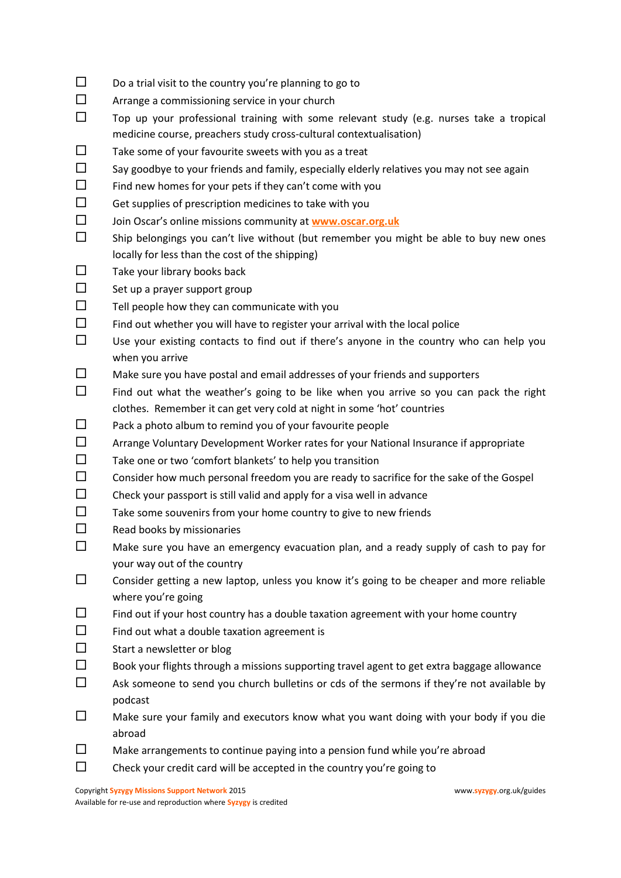- ☐ Do a trial visit to the country you're planning to go to
- ☐ Arrange a commissioning service in your church
- ☐ Top up your professional training with some relevant study (e.g. nurses take a tropical medicine course, preachers study cross-cultural contextualisation)
- ☐ Take some of your favourite sweets with you as a treat
- ☐ Say goodbye to your friends and family, especially elderly relatives you may not see again
- ☐ Find new homes for your pets if they can't come with you
- ☐ Get supplies of prescription medicines to take with you
- ☐ Join Oscar's online missions community at [www.oscar.org.uk](http://www.oscar.org.uk)
- ☐ Ship belongings you can't live without (but remember you might be able to buy new ones locally for less than the cost of the shipping)
- ☐ Take your library books back
- ☐ Set up a prayer support group
- ☐ Tell people how they can communicate with you
- ☐ Find out whether you will have to register your arrival with the local police
- ☐ Use your existing contacts to find out if there's anyone in the country who can help you when you arrive
- ☐ Make sure you have postal and email addresses of your friends and supporters
- ☐ Find out what the weather's going to be like when you arrive so you can pack the right clothes. Remember it can get very cold at night in some 'hot' countries
- ☐ Pack a photo album to remind you of your favourite people
- ☐ Arrange Voluntary Development Worker rates for your National Insurance if appropriate
- ☐ Take one or two 'comfort blankets' to help you transition
- ☐ Consider how much personal freedom you are ready to sacrifice for the sake of the Gospel
- ☐ Check your passport is still valid and apply for a visa well in advance
- ☐ Take some souvenirs from your home country to give to new friends
- ☐ Read books by missionaries
- ☐ Make sure you have an emergency evacuation plan, and a ready supply of cash to pay for your way out of the country
- ☐ Consider getting a new laptop, unless you know it's going to be cheaper and more reliable where you're going
- ☐ Find out if your host country has a double taxation agreement with your home country
- ☐ Find out what a double taxation agreement is
- ☐ Start a newsletter or blog
- ☐ Book your flights through a missions supporting travel agent to get extra baggage allowance
- ☐ Ask someone to send you church bulletins or cds of the sermons if they're not available by podcast
- ☐ Make sure your family and executors know what you want doing with your body if you die abroad
- ☐ Make arrangements to continue paying into a pension fund while you're abroad
- ☐ Check your credit card will be accepted in the country you're going to

Copyright Syzygy Missions Support Network 2015
Available for re-use and reproduction where Syzygy is credited

www.syzygy.org.uk/guides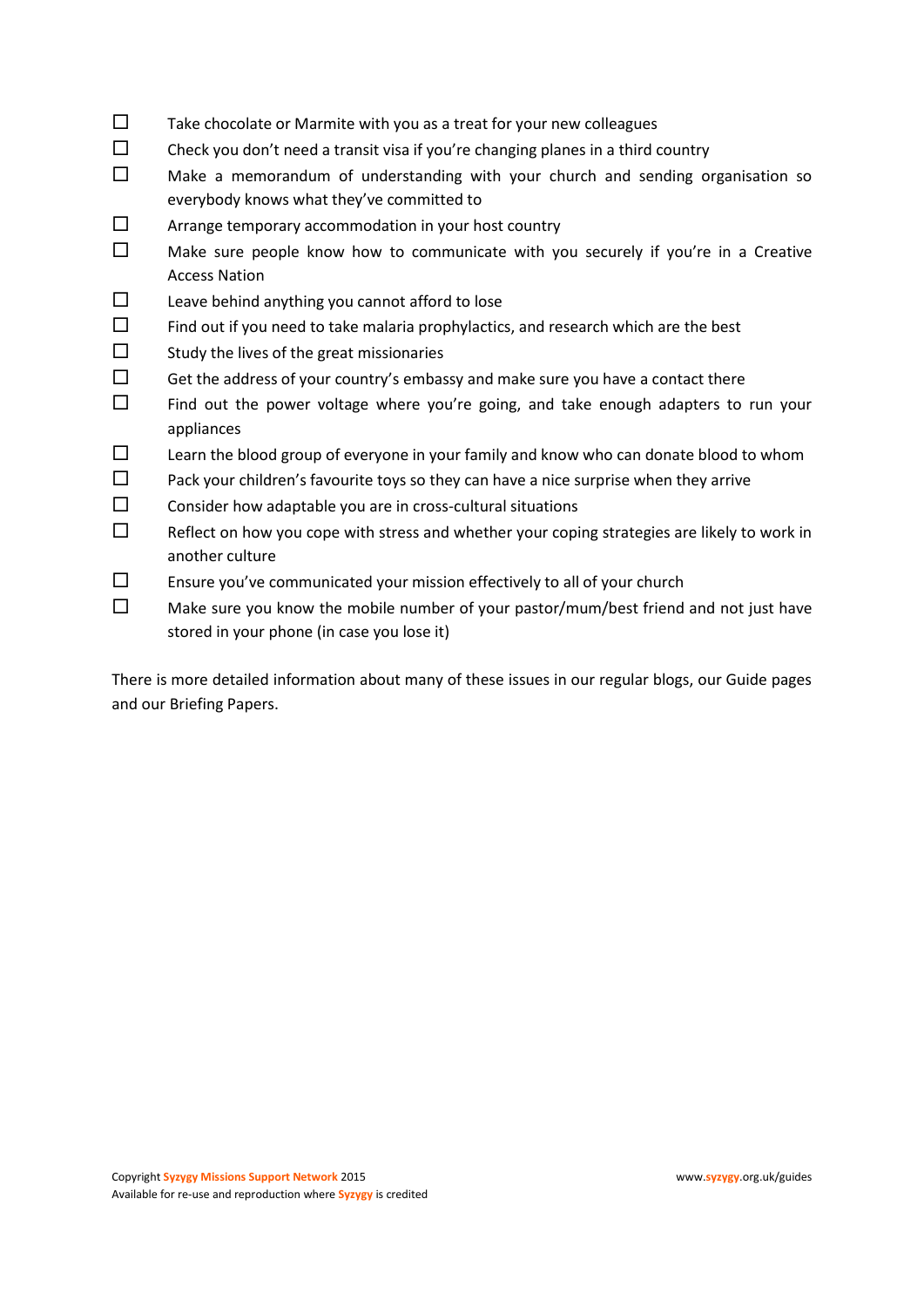- ☐ Take chocolate or Marmite with you as a treat for your new colleagues
- ☐ Check you don't need a transit visa if you're changing planes in a third country
- ☐ Make a memorandum of understanding with your church and sending organisation so everybody knows what they've committed to
- ☐ Arrange temporary accommodation in your host country
- ☐ Make sure people know how to communicate with you securely if you're in a Creative Access Nation
- ☐ Leave behind anything you cannot afford to lose
- ☐ Find out if you need to take malaria prophylactics, and research which are the best
- ☐ Study the lives of the great missionaries
- ☐ Get the address of your country's embassy and make sure you have a contact there
- ☐ Find out the power voltage where you're going, and take enough adapters to run your appliances
- ☐ Learn the blood group of everyone in your family and know who can donate blood to whom
- ☐ Pack your children's favourite toys so they can have a nice surprise when they arrive
- ☐ Consider how adaptable you are in cross-cultural situations
- ☐ Reflect on how you cope with stress and whether your coping strategies are likely to work in another culture
- ☐ Ensure you've communicated your mission effectively to all of your church
- ☐ Make sure you know the mobile number of your pastor/mum/best friend and not just have stored in your phone (in case you lose it)

There is more detailed information about many of these issues in our regular blogs, our Guide pages and our Briefing Papers.

Copyright **Syzygy Missions Support Network** 2015
Available for re-use and reproduction where **Syzygy** is credited

www.**syzygy**.org.uk/guides